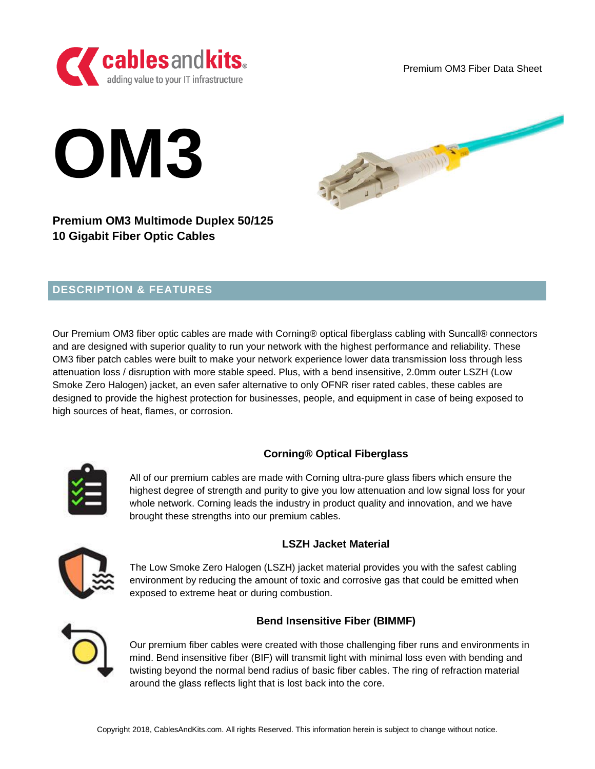# OM3

**Premium OM3 Multimode Duplex 50/125**
**10 Gigabit Fiber Optic Cables**

## DESCRIPTION & FEATURES

Our Premium OM3 fiber optic cables are made with Corning® optical fiberglass cabling with Suncall® connectors and are designed with superior quality to run your network with the highest performance and reliability. These OM3 fiber patch cables were built to make your network experience lower data transmission loss through less attenuation loss / disruption with more stable speed. Plus, with a bend insensitive, 2.0mm outer LSZH (Low Smoke Zero Halogen) jacket, an even safer alternative to only OFNR riser rated cables, these cables are designed to provide the highest protection for businesses, people, and equipment in case of being exposed to high sources of heat, flames, or corrosion.

### Corning® Optical Fiberglass

All of our premium cables are made with Corning ultra-pure glass fibers which ensure the highest degree of strength and purity to give you low attenuation and low signal loss for your whole network. Corning leads the industry in product quality and innovation, and we have brought these strengths into our premium cables.

### LSZH Jacket Material

The Low Smoke Zero Halogen (LSZH) jacket material provides you with the safest cabling environment by reducing the amount of toxic and corrosive gas that could be emitted when exposed to extreme heat or during combustion.

### Bend Insensitive Fiber (BIMMF)

Our premium fiber cables were created with those challenging fiber runs and environments in mind. Bend insensitive fiber (BIF) will transmit light with minimal loss even with bending and twisting beyond the normal bend radius of basic fiber cables. The ring of refraction material around the glass reflects light that is lost back into the core.

Copyright 2018, CablesAndKits.com. All rights Reserved. This information herein is subject to change without notice.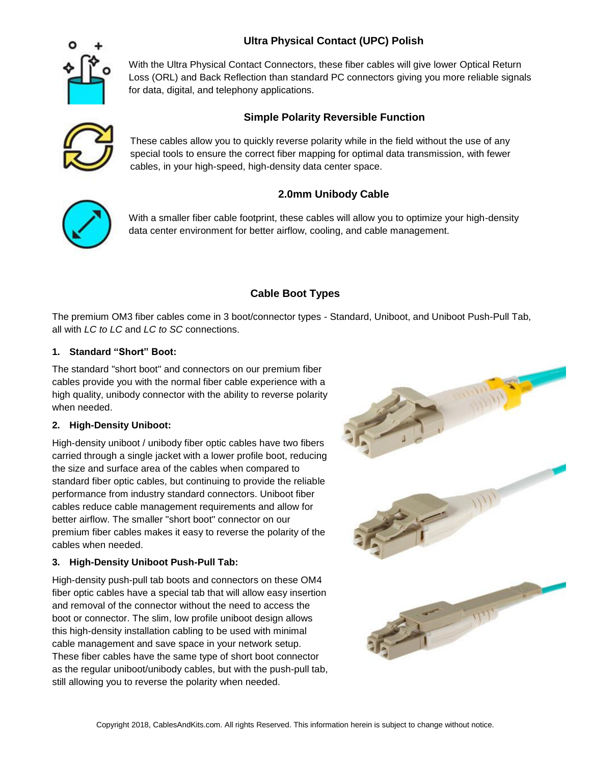### Ultra Physical Contact (UPC) Polish

With the Ultra Physical Contact Connectors, these fiber cables will give lower Optical Return Loss (ORL) and Back Reflection than standard PC connectors giving you more reliable signals for data, digital, and telephony applications.

### Simple Polarity Reversible Function

These cables allow you to quickly reverse polarity while in the field without the use of any special tools to ensure the correct fiber mapping for optimal data transmission, with fewer cables, in your high-speed, high-density data center space.

### 2.0mm Unibody Cable

With a smaller fiber cable footprint, these cables will allow you to optimize your high-density data center environment for better airflow, cooling, and cable management.

## Cable Boot Types

The premium OM3 fiber cables come in 3 boot/connector types - Standard, Uniboot, and Uniboot Push-Pull Tab, all with *LC to LC* and *LC to SC* connections.

1. **Standard "Short" Boot:**

The standard "short boot" and connectors on our premium fiber cables provide you with the normal fiber cable experience with a high quality, unibody connector with the ability to reverse polarity when needed.

2. **High-Density Uniboot:**

High-density uniboot / unibody fiber optic cables have two fibers carried through a single jacket with a lower profile boot, reducing the size and surface area of the cables when compared to standard fiber optic cables, but continuing to provide the reliable performance from industry standard connectors. Uniboot fiber cables reduce cable management requirements and allow for better airflow. The smaller "short boot" connector on our premium fiber cables makes it easy to reverse the polarity of the cables when needed.

3. **High-Density Uniboot Push-Pull Tab:**

High-density push-pull tab boots and connectors on these OM4 fiber optic cables have a special tab that will allow easy insertion and removal of the connector without the need to access the boot or connector. The slim, low profile uniboot design allows this high-density installation cabling to be used with minimal cable management and save space in your network setup. These fiber cables have the same type of short boot connector as the regular uniboot/unibody cables, but with the push-pull tab, still allowing you to reverse the polarity when needed.

Copyright 2018, CablesAndKits.com. All rights Reserved. This information herein is subject to change without notice.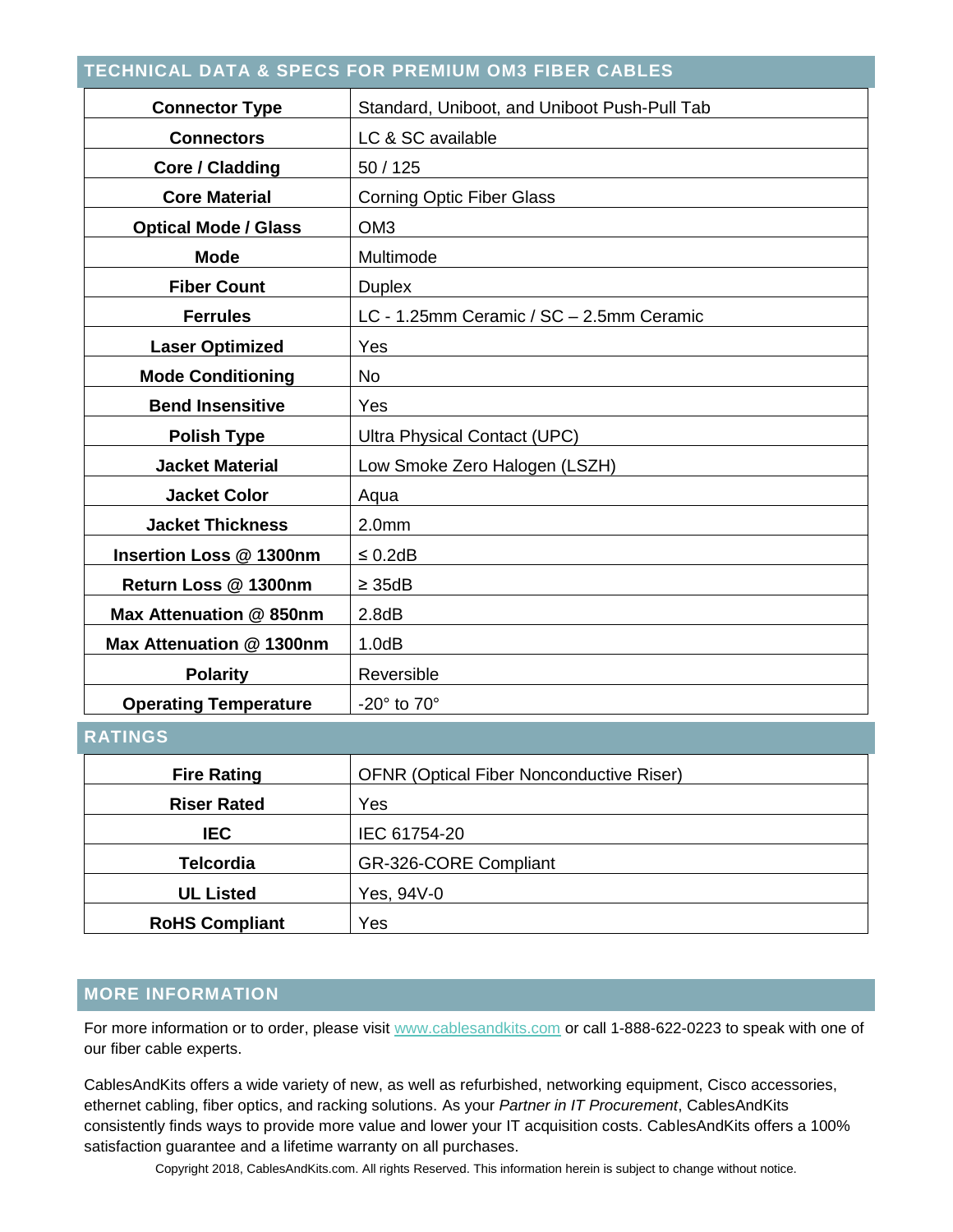## TECHNICAL DATA & SPECS FOR PREMIUM OM3 FIBER CABLES

| | |
|---|---|
| **Connector Type** | Standard, Uniboot, and Uniboot Push-Pull Tab |
| **Connectors** | LC & SC available |
| **Core / Cladding** | 50 / 125 |
| **Core Material** | Corning Optic Fiber Glass |
| **Optical Mode / Glass** | OM3 |
| **Mode** | Multimode |
| **Fiber Count** | Duplex |
| **Ferrules** | LC - 1.25mm Ceramic / SC – 2.5mm Ceramic |
| **Laser Optimized** | Yes |
| **Mode Conditioning** | No |
| **Bend Insensitive** | Yes |
| **Polish Type** | Ultra Physical Contact (UPC) |
| **Jacket Material** | Low Smoke Zero Halogen (LSZH) |
| **Jacket Color** | Aqua |
| **Jacket Thickness** | 2.0mm |
| **Insertion Loss @ 1300nm** | ≤ 0.2dB |
| **Return Loss @ 1300nm** | ≥ 35dB |
| **Max Attenuation @ 850nm** | 2.8dB |
| **Max Attenuation @ 1300nm** | 1.0dB |
| **Polarity** | Reversible |
| **Operating Temperature** | -20° to 70° |

## RATINGS

| | |
|---|---|
| **Fire Rating** | OFNR (Optical Fiber Nonconductive Riser) |
| **Riser Rated** | Yes |
| **IEC** | IEC 61754-20 |
| **Telcordia** | GR-326-CORE Compliant |
| **UL Listed** | Yes, 94V-0 |
| **RoHS Compliant** | Yes |

## MORE INFORMATION

For more information or to order, please visit www.cablesandkits.com or call 1-888-622-0223 to speak with one of our fiber cable experts.

CablesAndKits offers a wide variety of new, as well as refurbished, networking equipment, Cisco accessories, ethernet cabling, fiber optics, and racking solutions. As your *Partner in IT Procurement*, CablesAndKits consistently finds ways to provide more value and lower your IT acquisition costs. CablesAndKits offers a 100% satisfaction guarantee and a lifetime warranty on all purchases.

Copyright 2018, CablesAndKits.com. All rights Reserved. This information herein is subject to change without notice.